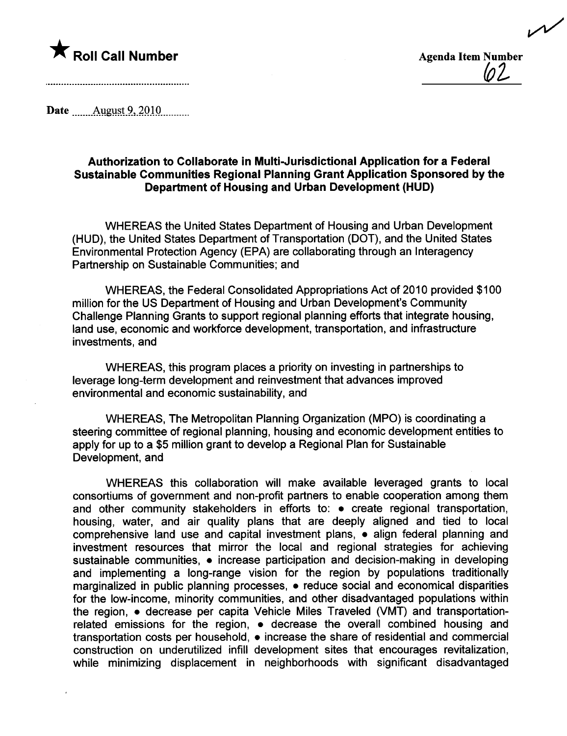★ **Roll Call Number**

Agenda Item Number
62

Date August 9, 2010

### Authorization to Collaborate in Multi-Jurisdictional Application for a Federal Sustainable Communities Regional Planning Grant Application Sponsored by the Department of Housing and Urban Development (HUD)

WHEREAS the United States Department of Housing and Urban Development (HUD), the United States Department of Transportation (DOT), and the United States Environmental Protection Agency (EPA) are collaborating through an Interagency Partnership on Sustainable Communities; and

WHEREAS, the Federal Consolidated Appropriations Act of 2010 provided $100 million for the US Department of Housing and Urban Development's Community Challenge Planning Grants to support regional planning efforts that integrate housing, land use, economic and workforce development, transportation, and infrastructure investments, and

WHEREAS, this program places a priority on investing in partnerships to leverage long-term development and reinvestment that advances improved environmental and economic sustainability, and

WHEREAS, The Metropolitan Planning Organization (MPO) is coordinating a steering committee of regional planning, housing and economic development entities to apply for up to a $5 million grant to develop a Regional Plan for Sustainable Development, and

WHEREAS this collaboration will make available leveraged grants to local consortiums of government and non-profit partners to enable cooperation among them and other community stakeholders in efforts to: • create regional transportation, housing, water, and air quality plans that are deeply aligned and tied to local comprehensive land use and capital investment plans, • align federal planning and investment resources that mirror the local and regional strategies for achieving sustainable communities, • increase participation and decision-making in developing and implementing a long-range vision for the region by populations traditionally marginalized in public planning processes, • reduce social and economical disparities for the low-income, minority communities, and other disadvantaged populations within the region, • decrease per capita Vehicle Miles Traveled (VMT) and transportation-related emissions for the region, • decrease the overall combined housing and transportation costs per household, • increase the share of residential and commercial construction on underutilized infill development sites that encourages revitalization, while minimizing displacement in neighborhoods with significant disadvantaged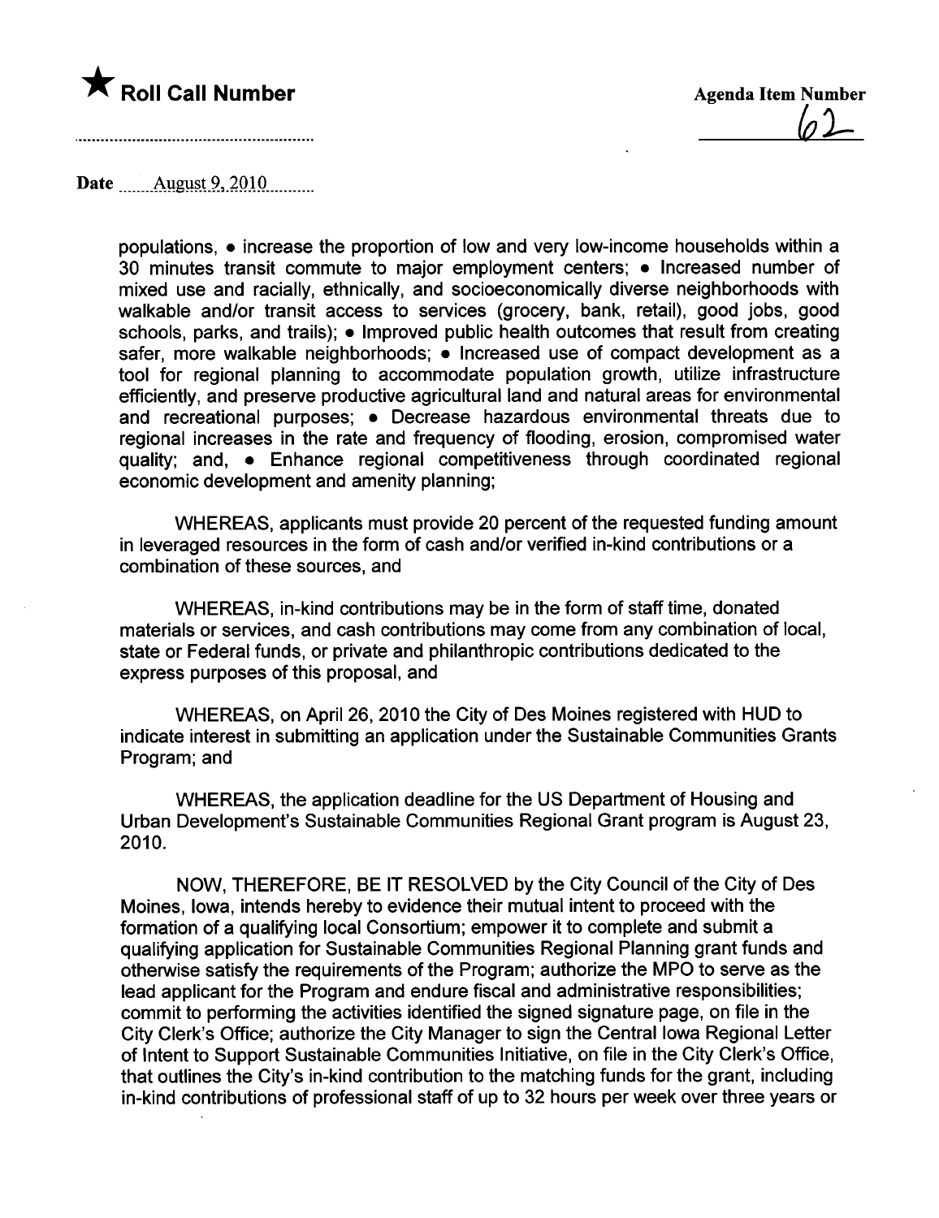★ **Roll Call Number**

Agenda Item Number
62

Date August 9, 2010

populations, • increase the proportion of low and very low-income households within a 30 minutes transit commute to major employment centers; • Increased number of mixed use and racially, ethnically, and socioeconomically diverse neighborhoods with walkable and/or transit access to services (grocery, bank, retail), good jobs, good schools, parks, and trails); • Improved public health outcomes that result from creating safer, more walkable neighborhoods; • Increased use of compact development as a tool for regional planning to accommodate population growth, utilize infrastructure efficiently, and preserve productive agricultural land and natural areas for environmental and recreational purposes; • Decrease hazardous environmental threats due to regional increases in the rate and frequency of flooding, erosion, compromised water quality; and, • Enhance regional competitiveness through coordinated regional economic development and amenity planning;

WHEREAS, applicants must provide 20 percent of the requested funding amount in leveraged resources in the form of cash and/or verified in-kind contributions or a combination of these sources, and

WHEREAS, in-kind contributions may be in the form of staff time, donated materials or services, and cash contributions may come from any combination of local, state or Federal funds, or private and philanthropic contributions dedicated to the express purposes of this proposal, and

WHEREAS, on April 26, 2010 the City of Des Moines registered with HUD to indicate interest in submitting an application under the Sustainable Communities Grants Program; and

WHEREAS, the application deadline for the US Department of Housing and Urban Development's Sustainable Communities Regional Grant program is August 23, 2010.

NOW, THEREFORE, BE IT RESOLVED by the City Council of the City of Des Moines, Iowa, intends hereby to evidence their mutual intent to proceed with the formation of a qualifying local Consortium; empower it to complete and submit a qualifying application for Sustainable Communities Regional Planning grant funds and otherwise satisfy the requirements of the Program; authorize the MPO to serve as the lead applicant for the Program and endure fiscal and administrative responsibilities; commit to performing the activities identified the signed signature page, on file in the City Clerk's Office; authorize the City Manager to sign the Central Iowa Regional Letter of Intent to Support Sustainable Communities Initiative, on file in the City Clerk's Office, that outlines the City's in-kind contribution to the matching funds for the grant, including in-kind contributions of professional staff of up to 32 hours per week over three years or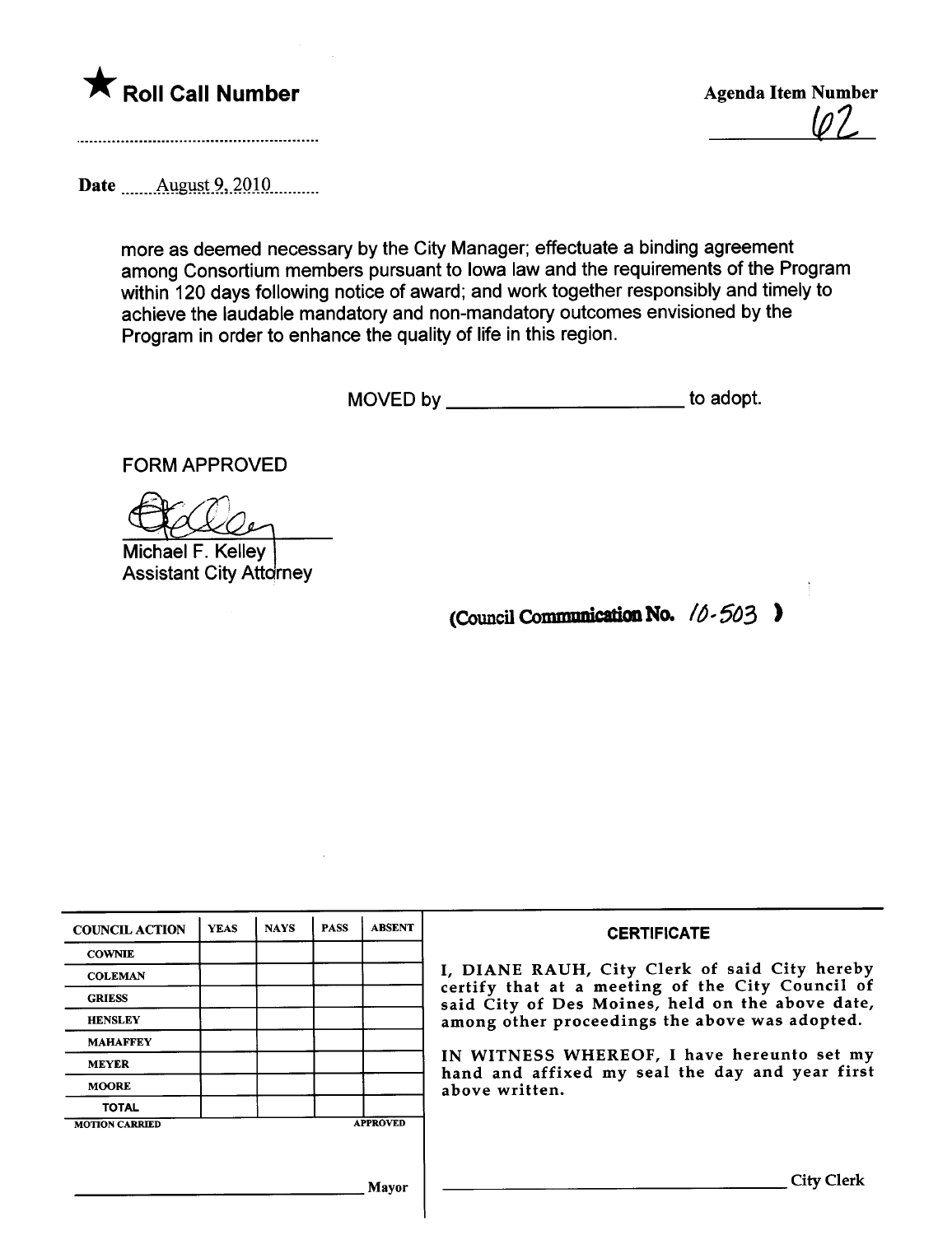★ **Roll Call Number**

**Agenda Item Number**
62

Date August 9, 2010

more as deemed necessary by the City Manager; effectuate a binding agreement among Consortium members pursuant to Iowa law and the requirements of the Program within 120 days following notice of award; and work together responsibly and timely to achieve the laudable mandatory and non-mandatory outcomes envisioned by the Program in order to enhance the quality of life in this region.

MOVED by ______________________ to adopt.

FORM APPROVED

Michael F. Kelley
Assistant City Attorney

(Council Communication No. 10-503 )

| COUNCIL ACTION | YEAS | NAYS | PASS | ABSENT |
|---|---|---|---|---|
| COWNIE | | | | |
| COLEMAN | | | | |
| GRIESS | | | | |
| HENSLEY | | | | |
| MAHAFFEY | | | | |
| MEYER | | | | |
| MOORE | | | | |
| TOTAL | | | | |

MOTION CARRIED APPROVED

______________________ Mayor

**CERTIFICATE**

I, DIANE RAUH, City Clerk of said City hereby certify that at a meeting of the City Council of said City of Des Moines, held on the above date, among other proceedings the above was adopted.

IN WITNESS WHEREOF, I have hereunto set my hand and affixed my seal the day and year first above written.

______________________ City Clerk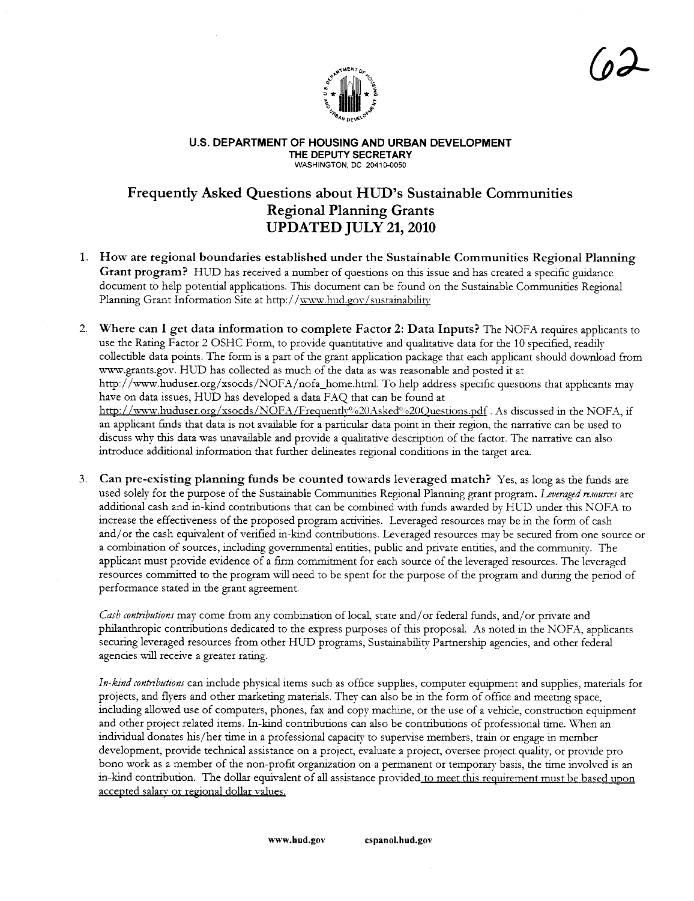62

**U.S. DEPARTMENT OF HOUSING AND URBAN DEVELOPMENT**
**THE DEPUTY SECRETARY**
WASHINGTON, DC 20410-0050

# Frequently Asked Questions about HUD's Sustainable Communities Regional Planning Grants UPDATED JULY 21, 2010

1. **How are regional boundaries established under the Sustainable Communities Regional Planning Grant program?** HUD has received a number of questions on this issue and has created a specific guidance document to help potential applications. This document can be found on the Sustainable Communities Regional Planning Grant Information Site at http://www.hud.gov/sustainability

2. **Where can I get data information to complete Factor 2: Data Inputs?** The NOFA requires applicants to use the Rating Factor 2 OSHC Form, to provide quantitative and qualitative data for the 10 specified, readily collectible data points. The form is a part of the grant application package that each applicant should download from www.grants.gov. HUD has collected as much of the data as was reasonable and posted it at http://www.huduser.org/xsocds/NOFA/nofa_home.html. To help address specific questions that applicants may have on data issues, HUD has developed a data FAQ that can be found at http://www.huduser.org/xsocds/NOFA/Frequently%20Asked%20Questions.pdf . As discussed in the NOFA, if an applicant finds that data is not available for a particular data point in their region, the narrative can be used to discuss why this data was unavailable and provide a qualitative description of the factor. The narrative can also introduce additional information that further delineates regional conditions in the target area.

3. **Can pre-existing planning funds be counted towards leveraged match?** Yes, as long as the funds are used solely for the purpose of the Sustainable Communities Regional Planning grant program. *Leveraged resources* are additional cash and in-kind contributions that can be combined with funds awarded by HUD under this NOFA to increase the effectiveness of the proposed program activities. Leveraged resources may be in the form of cash and/or the cash equivalent of verified in-kind contributions. Leveraged resources may be secured from one source or a combination of sources, including governmental entities, public and private entities, and the community. The applicant must provide evidence of a firm commitment for each source of the leveraged resources. The leveraged resources committed to the program will need to be spent for the purpose of the program and during the period of performance stated in the grant agreement.

   *Cash contributions* may come from any combination of local, state and/or federal funds, and/or private and philanthropic contributions dedicated to the express purposes of this proposal. As noted in the NOFA, applicants securing leveraged resources from other HUD programs, Sustainability Partnership agencies, and other federal agencies will receive a greater rating.

   *In-kind contributions* can include physical items such as office supplies, computer equipment and supplies, materials for projects, and flyers and other marketing materials. They can also be in the form of office and meeting space, including allowed use of computers, phones, fax and copy machine, or the use of a vehicle, construction equipment and other project related items. In-kind contributions can also be contributions of professional time. When an individual donates his/her time in a professional capacity to supervise members, train or engage in member development, provide technical assistance on a project, evaluate a project, oversee project quality, or provide pro bono work as a member of the non-profit organization on a permanent or temporary basis, the time involved is an in-kind contribution. The dollar equivalent of all assistance provided to meet this requirement must be based upon accepted salary or regional dollar values.

www.hud.gov espanol.hud.gov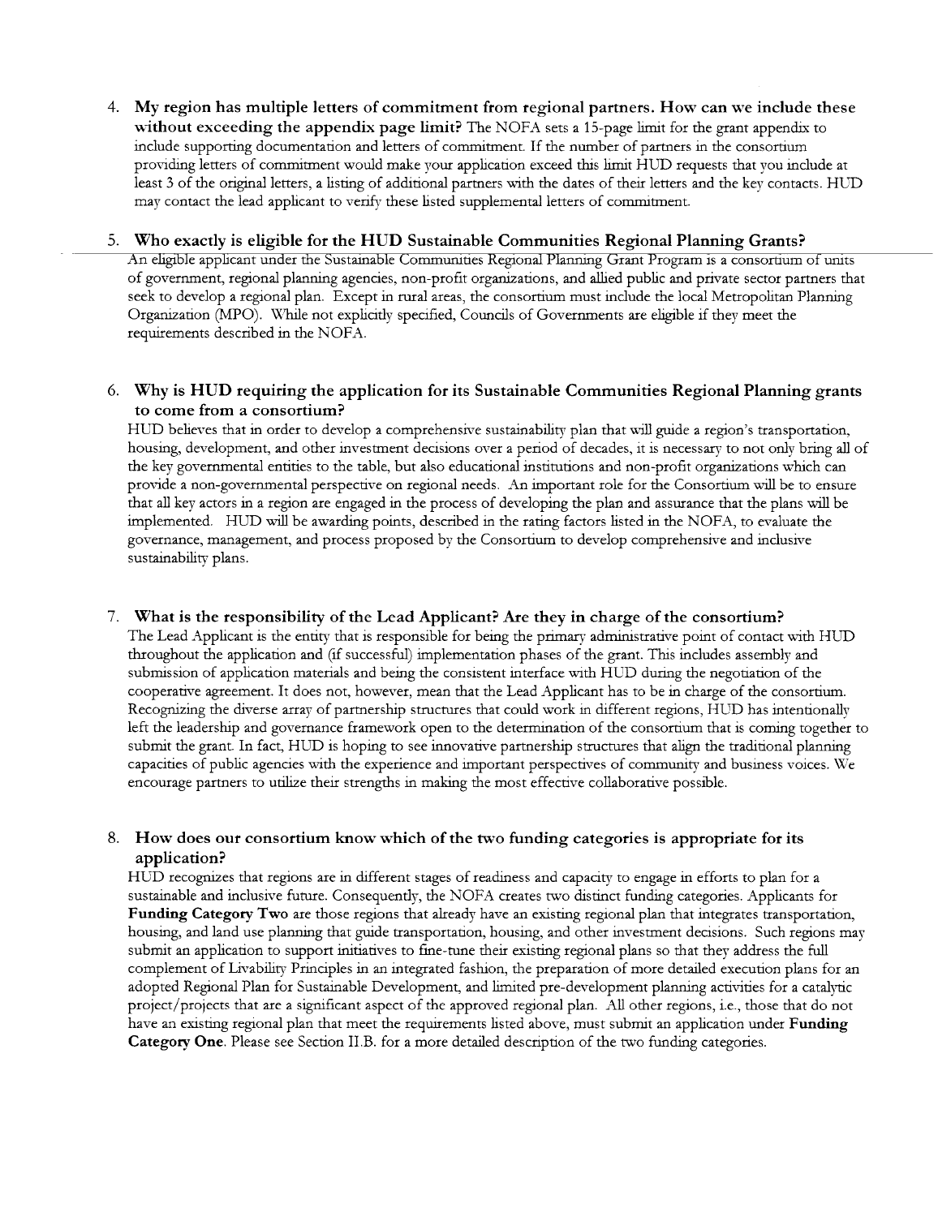4. **My region has multiple letters of commitment from regional partners. How can we include these without exceeding the appendix page limit?** The NOFA sets a 15-page limit for the grant appendix to include supporting documentation and letters of commitment. If the number of partners in the consortium providing letters of commitment would make your application exceed this limit HUD requests that you include at least 3 of the original letters, a listing of additional partners with the dates of their letters and the key contacts. HUD may contact the lead applicant to verify these listed supplemental letters of commitment.

5. **Who exactly is eligible for the HUD Sustainable Communities Regional Planning Grants?** An eligible applicant under the Sustainable Communities Regional Planning Grant Program is a consortium of units of government, regional planning agencies, non-profit organizations, and allied public and private sector partners that seek to develop a regional plan. Except in rural areas, the consortium must include the local Metropolitan Planning Organization (MPO). While not explicitly specified, Councils of Governments are eligible if they meet the requirements described in the NOFA.

6. **Why is HUD requiring the application for its Sustainable Communities Regional Planning grants to come from a consortium?** HUD believes that in order to develop a comprehensive sustainability plan that will guide a region's transportation, housing, development, and other investment decisions over a period of decades, it is necessary to not only bring all of the key governmental entities to the table, but also educational institutions and non-profit organizations which can provide a non-governmental perspective on regional needs. An important role for the Consortium will be to ensure that all key actors in a region are engaged in the process of developing the plan and assurance that the plans will be implemented. HUD will be awarding points, described in the rating factors listed in the NOFA, to evaluate the governance, management, and process proposed by the Consortium to develop comprehensive and inclusive sustainability plans.

7. **What is the responsibility of the Lead Applicant? Are they in charge of the consortium?** The Lead Applicant is the entity that is responsible for being the primary administrative point of contact with HUD throughout the application and (if successful) implementation phases of the grant. This includes assembly and submission of application materials and being the consistent interface with HUD during the negotiation of the cooperative agreement. It does not, however, mean that the Lead Applicant has to be in charge of the consortium. Recognizing the diverse array of partnership structures that could work in different regions, HUD has intentionally left the leadership and governance framework open to the determination of the consortium that is coming together to submit the grant. In fact, HUD is hoping to see innovative partnership structures that align the traditional planning capacities of public agencies with the experience and important perspectives of community and business voices. We encourage partners to utilize their strengths in making the most effective collaborative possible.

8. **How does our consortium know which of the two funding categories is appropriate for its application?** HUD recognizes that regions are in different stages of readiness and capacity to engage in efforts to plan for a sustainable and inclusive future. Consequently, the NOFA creates two distinct funding categories. Applicants for **Funding Category Two** are those regions that already have an existing regional plan that integrates transportation, housing, and land use planning that guide transportation, housing, and other investment decisions. Such regions may submit an application to support initiatives to fine-tune their existing regional plans so that they address the full complement of Livability Principles in an integrated fashion, the preparation of more detailed execution plans for an adopted Regional Plan for Sustainable Development, and limited pre-development planning activities for a catalytic project/projects that are a significant aspect of the approved regional plan. All other regions, i.e., those that do not have an existing regional plan that meet the requirements listed above, must submit an application under **Funding Category One**. Please see Section II.B. for a more detailed description of the two funding categories.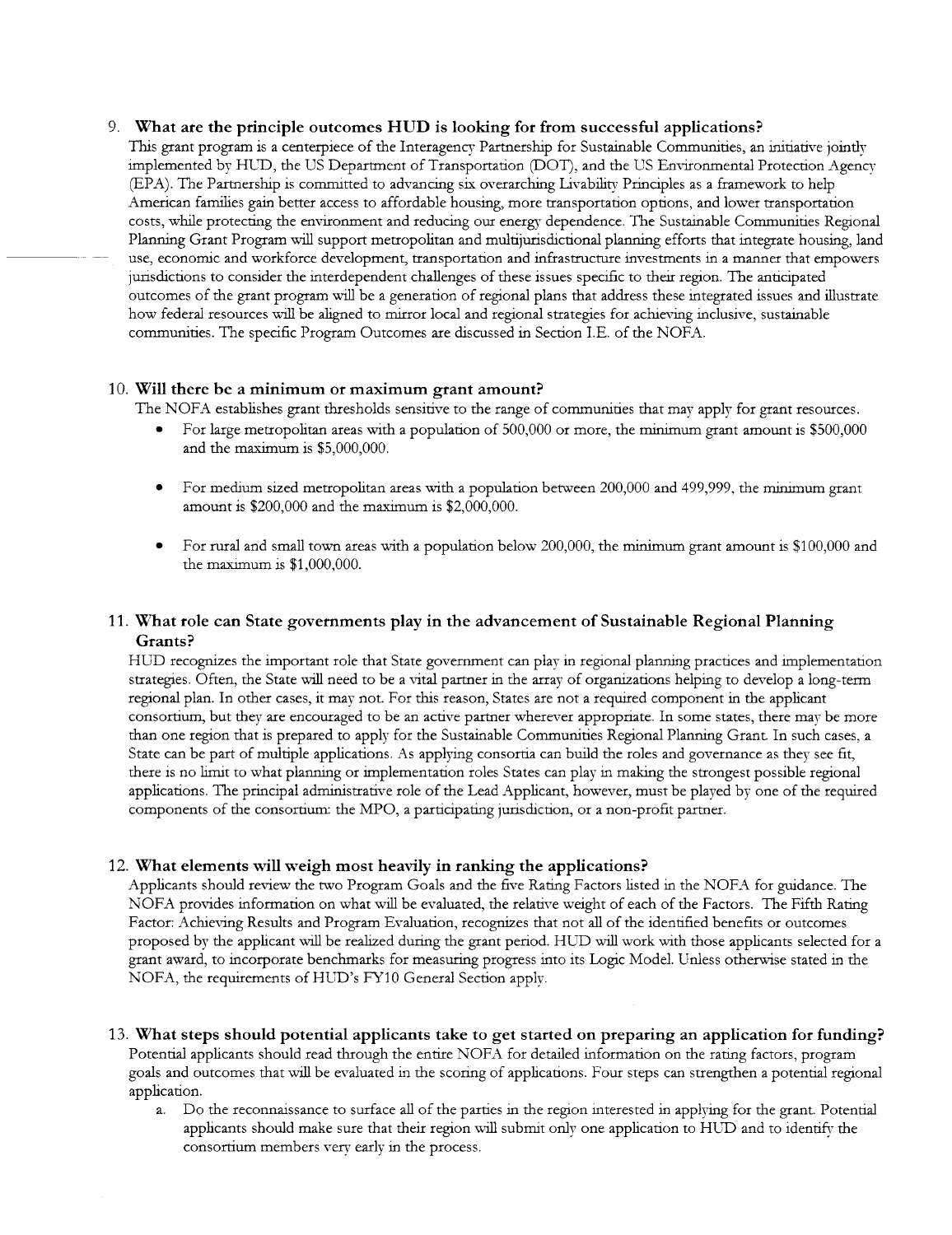9. **What are the principle outcomes HUD is looking for from successful applications?**
This grant program is a centerpiece of the Interagency Partnership for Sustainable Communities, an initiative jointly implemented by HUD, the US Department of Transportation (DOT), and the US Environmental Protection Agency (EPA). The Partnership is committed to advancing six overarching Livability Principles as a framework to help American families gain better access to affordable housing, more transportation options, and lower transportation costs, while protecting the environment and reducing our energy dependence. The Sustainable Communities Regional Planning Grant Program will support metropolitan and multijurisdictional planning efforts that integrate housing, land use, economic and workforce development, transportation and infrastructure investments in a manner that empowers jurisdictions to consider the interdependent challenges of these issues specific to their region. The anticipated outcomes of the grant program will be a generation of regional plans that address these integrated issues and illustrate how federal resources will be aligned to mirror local and regional strategies for achieving inclusive, sustainable communities. The specific Program Outcomes are discussed in Section I.E. of the NOFA.

10. **Will there be a minimum or maximum grant amount?**
The NOFA establishes grant thresholds sensitive to the range of communities that may apply for grant resources.
    - For large metropolitan areas with a population of 500,000 or more, the minimum grant amount is $500,000 and the maximum is $5,000,000.
    - For medium sized metropolitan areas with a population between 200,000 and 499,999, the minimum grant amount is $200,000 and the maximum is $2,000,000.
    - For rural and small town areas with a population below 200,000, the minimum grant amount is $100,000 and the maximum is $1,000,000.

11. **What role can State governments play in the advancement of Sustainable Regional Planning Grants?**
HUD recognizes the important role that State government can play in regional planning practices and implementation strategies. Often, the State will need to be a vital partner in the array of organizations helping to develop a long-term regional plan. In other cases, it may not. For this reason, States are not a required component in the applicant consortium, but they are encouraged to be an active partner wherever appropriate. In some states, there may be more than one region that is prepared to apply for the Sustainable Communities Regional Planning Grant. In such cases, a State can be part of multiple applications. As applying consortia can build the roles and governance as they see fit, there is no limit to what planning or implementation roles States can play in making the strongest possible regional applications. The principal administrative role of the Lead Applicant, however, must be played by one of the required components of the consortium: the MPO, a participating jurisdiction, or a non-profit partner.

12. **What elements will weigh most heavily in ranking the applications?**
Applicants should review the two Program Goals and the five Rating Factors listed in the NOFA for guidance. The NOFA provides information on what will be evaluated, the relative weight of each of the Factors. The Fifth Rating Factor: Achieving Results and Program Evaluation, recognizes that not all of the identified benefits or outcomes proposed by the applicant will be realized during the grant period. HUD will work with those applicants selected for a grant award, to incorporate benchmarks for measuring progress into its Logic Model. Unless otherwise stated in the NOFA, the requirements of HUD's FY10 General Section apply.

13. **What steps should potential applicants take to get started on preparing an application for funding?**
Potential applicants should read through the entire NOFA for detailed information on the rating factors, program goals and outcomes that will be evaluated in the scoring of applications. Four steps can strengthen a potential regional application.
    a. Do the reconnaissance to surface all of the parties in the region interested in applying for the grant. Potential applicants should make sure that their region will submit only one application to HUD and to identify the consortium members very early in the process.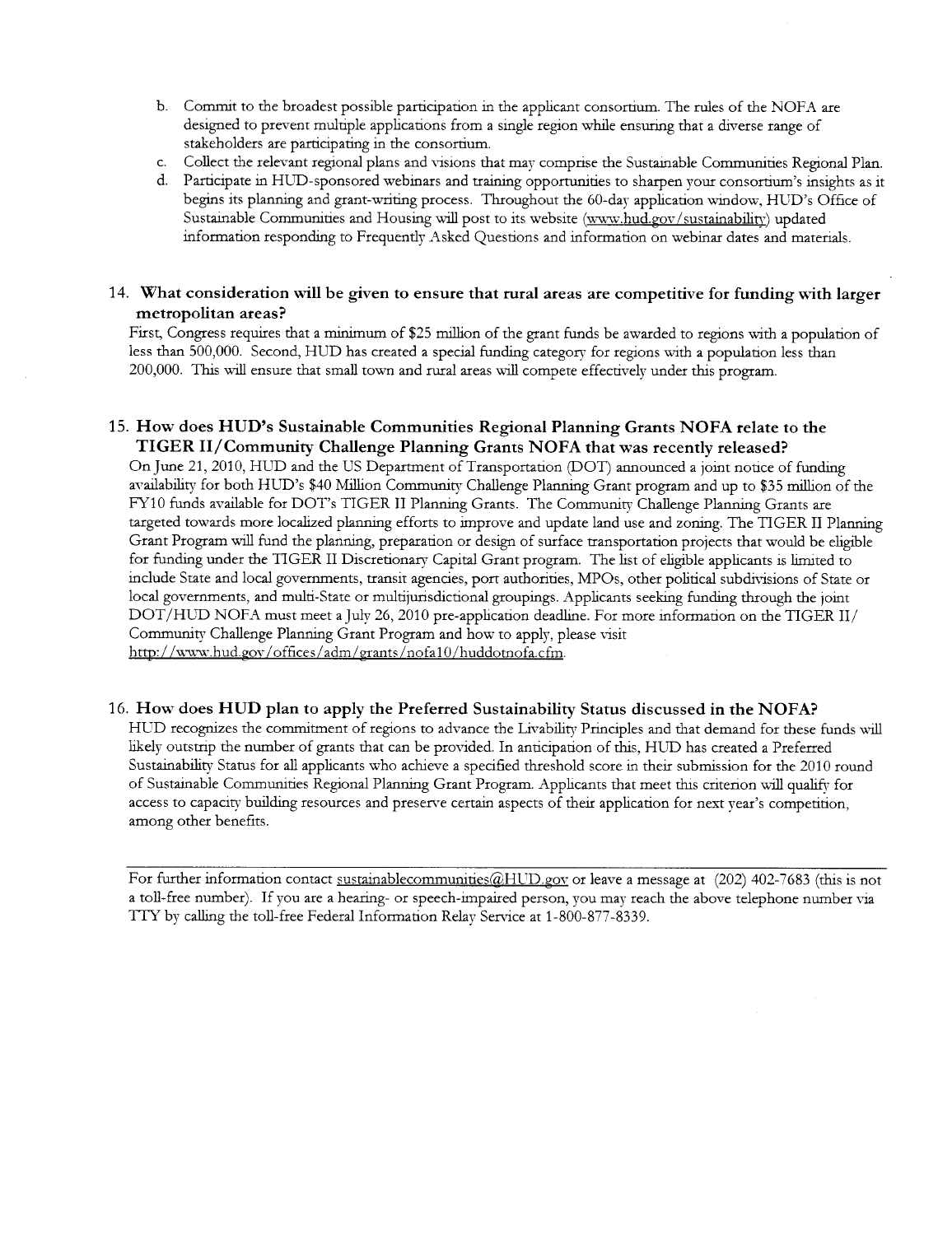b. Commit to the broadest possible participation in the applicant consortium. The rules of the NOFA are designed to prevent multiple applications from a single region while ensuring that a diverse range of stakeholders are participating in the consortium.
c. Collect the relevant regional plans and visions that may comprise the Sustainable Communities Regional Plan.
d. Participate in HUD-sponsored webinars and training opportunities to sharpen your consortium's insights as it begins its planning and grant-writing process. Throughout the 60-day application window, HUD's Office of Sustainable Communities and Housing will post to its website (www.hud.gov/sustainability) updated information responding to Frequently Asked Questions and information on webinar dates and materials.

## 14. What consideration will be given to ensure that rural areas are competitive for funding with larger metropolitan areas?

First, Congress requires that a minimum of $25 million of the grant funds be awarded to regions with a population of less than 500,000. Second, HUD has created a special funding category for regions with a population less than 200,000. This will ensure that small town and rural areas will compete effectively under this program.

## 15. How does HUD's Sustainable Communities Regional Planning Grants NOFA relate to the TIGER II/Community Challenge Planning Grants NOFA that was recently released?

On June 21, 2010, HUD and the US Department of Transportation (DOT) announced a joint notice of funding availability for both HUD's $40 Million Community Challenge Planning Grant program and up to $35 million of the FY10 funds available for DOT's TIGER II Planning Grants. The Community Challenge Planning Grants are targeted towards more localized planning efforts to improve and update land use and zoning. The TIGER II Planning Grant Program will fund the planning, preparation or design of surface transportation projects that would be eligible for funding under the TIGER II Discretionary Capital Grant program. The list of eligible applicants is limited to include State and local governments, transit agencies, port authorities, MPOs, other political subdivisions of State or local governments, and multi-State or multijurisdictional groupings. Applicants seeking funding through the joint DOT/HUD NOFA must meet a July 26, 2010 pre-application deadline. For more information on the TIGER II/ Community Challenge Planning Grant Program and how to apply, please visit http://www.hud.gov/offices/adm/grants/nofa10/huddotnofa.cfm.

## 16. How does HUD plan to apply the Preferred Sustainability Status discussed in the NOFA?

HUD recognizes the commitment of regions to advance the Livability Principles and that demand for these funds will likely outstrip the number of grants that can be provided. In anticipation of this, HUD has created a Preferred Sustainability Status for all applicants who achieve a specified threshold score in their submission for the 2010 round of Sustainable Communities Regional Planning Grant Program. Applicants that meet this criterion will qualify for access to capacity building resources and preserve certain aspects of their application for next year's competition, among other benefits.

---

For further information contact sustainablecommunities@HUD.gov or leave a message at (202) 402-7683 (this is not a toll-free number). If you are a hearing- or speech-impaired person, you may reach the above telephone number via TTY by calling the toll-free Federal Information Relay Service at 1-800-877-8339.